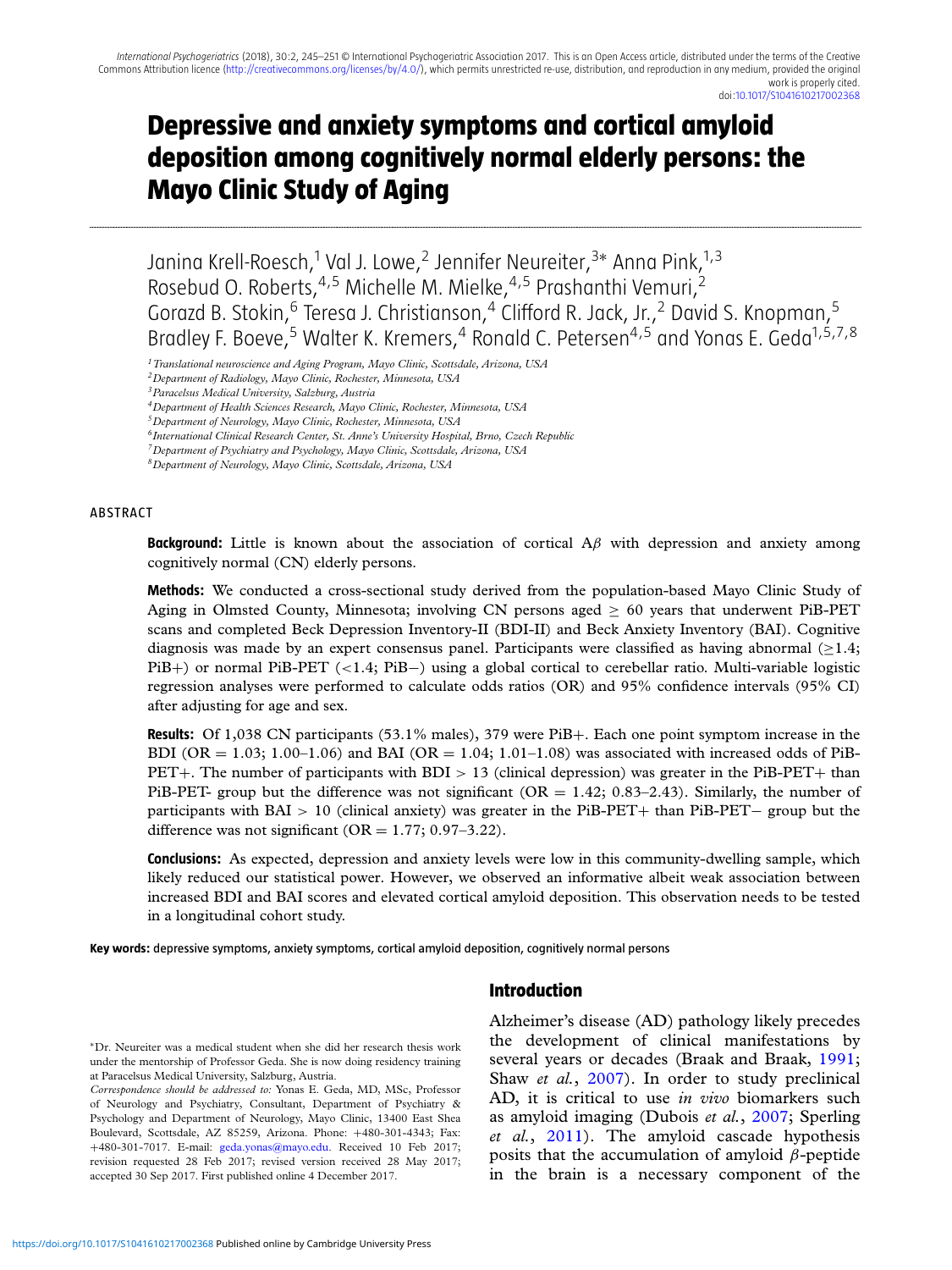# Depressive and anxiety symptoms and cortical amyloid deposition among cognitively normal elderly persons: the Mayo Clinic Study of Aging

Janina Krell-Roesch,[1] Val J. Lowe,[2] Jennifer Neureiter,[3*] Anna Pink,[1,3] Rosebud O. Roberts,[4,5] Michelle M. Mielke,[4,5] Prashanthi Vemuri,[2] Gorazd B. Stokin,[6] Teresa J. Christianson,[4] Clifford R. Jack, Jr.,[2] David S. Knopman,[5] Bradley F. Boeve,[5] Walter K. Kremers,[4] Ronald C. Petersen[4,5] and Yonas E. Geda[1,5,7,8]

[1] *Translational neuroscience and Aging Program, Mayo Clinic, Scottsdale, Arizona, USA*
[2] *Department of Radiology, Mayo Clinic, Rochester, Minnesota, USA*
[3] *Paracelsus Medical University, Salzburg, Austria*
[4] *Department of Health Sciences Research, Mayo Clinic, Rochester, Minnesota, USA*
[5] *Department of Neurology, Mayo Clinic, Rochester, Minnesota, USA*
[6] *International Clinical Research Center, St. Anne's University Hospital, Brno, Czech Republic*
[7] *Department of Psychiatry and Psychology, Mayo Clinic, Scottsdale, Arizona, USA*
[8] *Department of Neurology, Mayo Clinic, Scottsdale, Arizona, USA*

## ABSTRACT

**Background:** Little is known about the association of cortical A$\beta$ with depression and anxiety among cognitively normal (CN) elderly persons.

**Methods:** We conducted a cross-sectional study derived from the population-based Mayo Clinic Study of Aging in Olmsted County, Minnesota; involving CN persons aged $\geq$ 60 years that underwent PiB-PET scans and completed Beck Depression Inventory-II (BDI-II) and Beck Anxiety Inventory (BAI). Cognitive diagnosis was made by an expert consensus panel. Participants were classified as having abnormal ($\geq$1.4; PiB+) or normal PiB-PET (<1.4; PiB−) using a global cortical to cerebellar ratio. Multi-variable logistic regression analyses were performed to calculate odds ratios (OR) and 95% confidence intervals (95% CI) after adjusting for age and sex.

**Results:** Of 1,038 CN participants (53.1% males), 379 were PiB+. Each one point symptom increase in the BDI (OR = 1.03; 1.00–1.06) and BAI (OR = 1.04; 1.01–1.08) was associated with increased odds of PiB-PET+. The number of participants with BDI > 13 (clinical depression) was greater in the PiB-PET+ than PiB-PET- group but the difference was not significant (OR = 1.42; 0.83–2.43). Similarly, the number of participants with BAI > 10 (clinical anxiety) was greater in the PiB-PET+ than PiB-PET− group but the difference was not significant (OR = 1.77; 0.97–3.22).

**Conclusions:** As expected, depression and anxiety levels were low in this community-dwelling sample, which likely reduced our statistical power. However, we observed an informative albeit weak association between increased BDI and BAI scores and elevated cortical amyloid deposition. This observation needs to be tested in a longitudinal cohort study.

**Key words:** depressive symptoms, anxiety symptoms, cortical amyloid deposition, cognitively normal persons

## Introduction

Alzheimer's disease (AD) pathology likely precedes the development of clinical manifestations by several years or decades (Braak and Braak, 1991; Shaw *et al.*, 2007). In order to study preclinical AD, it is critical to use *in vivo* biomarkers such as amyloid imaging (Dubois *et al.*, 2007; Sperling *et al.*, 2011). The amyloid cascade hypothesis posits that the accumulation of amyloid $\beta$-peptide in the brain is a necessary component of the

*Dr. Neureiter was a medical student when she did her research thesis work under the mentorship of Professor Geda. She is now doing residency training at Paracelsus Medical University, Salzburg, Austria.

*Correspondence should be addressed to:* Yonas E. Geda, MD, MSc, Professor of Neurology and Psychiatry, Consultant, Department of Psychiatry & Psychology and Department of Neurology, Mayo Clinic, 13400 East Shea Boulevard, Scottsdale, AZ 85259, Arizona. Phone: +480-301-4343; Fax: +480-301-7017. E-mail: geda.yonas@mayo.edu. Received 10 Feb 2017; revision requested 28 Feb 2017; revised version received 28 May 2017; accepted 30 Sep 2017. First published online 4 December 2017.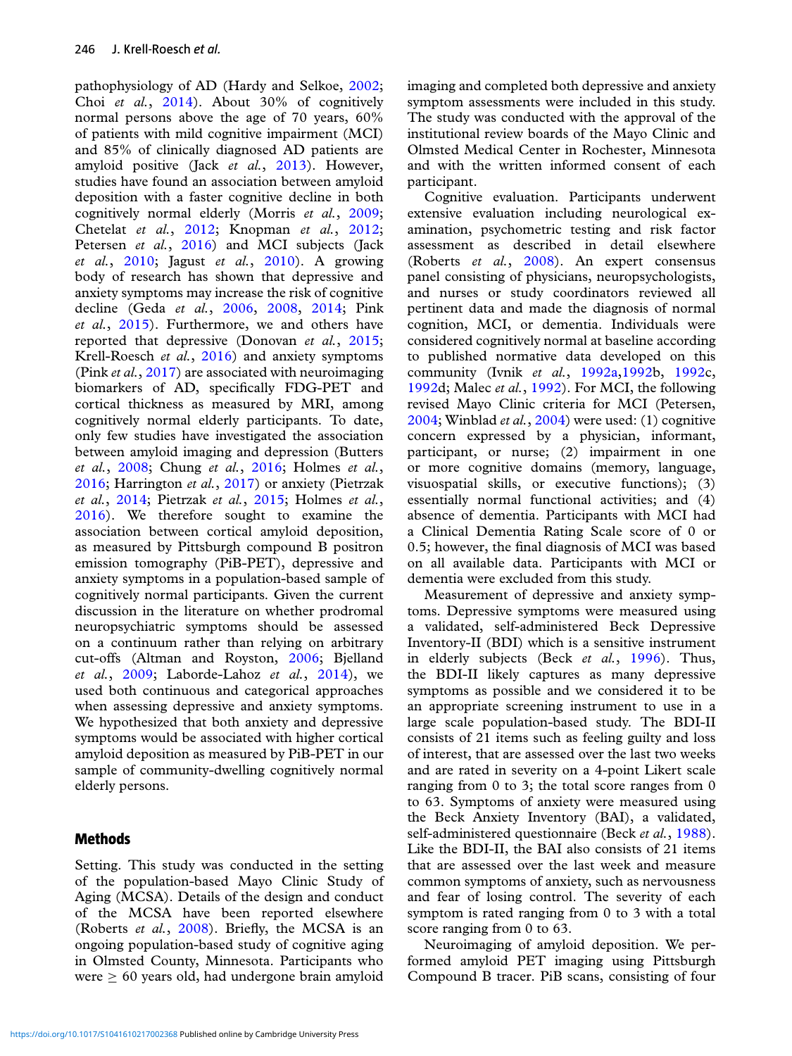pathophysiology of AD (Hardy and Selkoe, 2002; Choi *et al.*, 2014). About 30% of cognitively normal persons above the age of 70 years, 60% of patients with mild cognitive impairment (MCI) and 85% of clinically diagnosed AD patients are amyloid positive (Jack *et al.*, 2013). However, studies have found an association between amyloid deposition with a faster cognitive decline in both cognitively normal elderly (Morris *et al.*, 2009; Chetelat *et al.*, 2012; Knopman *et al.*, 2012; Petersen *et al.*, 2016) and MCI subjects (Jack *et al.*, 2010; Jagust *et al.*, 2010). A growing body of research has shown that depressive and anxiety symptoms may increase the risk of cognitive decline (Geda *et al.*, 2006, 2008, 2014; Pink *et al.*, 2015). Furthermore, we and others have reported that depressive (Donovan *et al.*, 2015; Krell-Roesch *et al.*, 2016) and anxiety symptoms (Pink *et al.*, 2017) are associated with neuroimaging biomarkers of AD, specifically FDG-PET and cortical thickness as measured by MRI, among cognitively normal elderly participants. To date, only few studies have investigated the association between amyloid imaging and depression (Butters *et al.*, 2008; Chung *et al.*, 2016; Holmes *et al.*, 2016; Harrington *et al.*, 2017) or anxiety (Pietrzak *et al.*, 2014; Pietrzak *et al.*, 2015; Holmes *et al.*, 2016). We therefore sought to examine the association between cortical amyloid deposition, as measured by Pittsburgh compound B positron emission tomography (PiB-PET), depressive and anxiety symptoms in a population-based sample of cognitively normal participants. Given the current discussion in the literature on whether prodromal neuropsychiatric symptoms should be assessed on a continuum rather than relying on arbitrary cut-offs (Altman and Royston, 2006; Bjelland *et al.*, 2009; Laborde-Lahoz *et al.*, 2014), we used both continuous and categorical approaches when assessing depressive and anxiety symptoms. We hypothesized that both anxiety and depressive symptoms would be associated with higher cortical amyloid deposition as measured by PiB-PET in our sample of community-dwelling cognitively normal elderly persons.

## Methods

Setting. This study was conducted in the setting of the population-based Mayo Clinic Study of Aging (MCSA). Details of the design and conduct of the MCSA have been reported elsewhere (Roberts *et al.*, 2008). Briefly, the MCSA is an ongoing population-based study of cognitive aging in Olmsted County, Minnesota. Participants who were $\geq$ 60 years old, had undergone brain amyloid imaging and completed both depressive and anxiety symptom assessments were included in this study. The study was conducted with the approval of the institutional review boards of the Mayo Clinic and Olmsted Medical Center in Rochester, Minnesota and with the written informed consent of each participant.

Cognitive evaluation. Participants underwent extensive evaluation including neurological examination, psychometric testing and risk factor assessment as described in detail elsewhere (Roberts *et al.*, 2008). An expert consensus panel consisting of physicians, neuropsychologists, and nurses or study coordinators reviewed all pertinent data and made the diagnosis of normal cognition, MCI, or dementia. Individuals were considered cognitively normal at baseline according to published normative data developed on this community (Ivnik *et al.*, 1992a,1992b, 1992c, 1992d; Malec *et al.*, 1992). For MCI, the following revised Mayo Clinic criteria for MCI (Petersen, 2004; Winblad *et al.*, 2004) were used: (1) cognitive concern expressed by a physician, informant, participant, or nurse; (2) impairment in one or more cognitive domains (memory, language, visuospatial skills, or executive functions); (3) essentially normal functional activities; and (4) absence of dementia. Participants with MCI had a Clinical Dementia Rating Scale score of 0 or 0.5; however, the final diagnosis of MCI was based on all available data. Participants with MCI or dementia were excluded from this study.

Measurement of depressive and anxiety symptoms. Depressive symptoms were measured using a validated, self-administered Beck Depressive Inventory-II (BDI) which is a sensitive instrument in elderly subjects (Beck *et al.*, 1996). Thus, the BDI-II likely captures as many depressive symptoms as possible and we considered it to be an appropriate screening instrument to use in a large scale population-based study. The BDI-II consists of 21 items such as feeling guilty and loss of interest, that are assessed over the last two weeks and are rated in severity on a 4-point Likert scale ranging from 0 to 3; the total score ranges from 0 to 63. Symptoms of anxiety were measured using the Beck Anxiety Inventory (BAI), a validated, self-administered questionnaire (Beck *et al.*, 1988). Like the BDI-II, the BAI also consists of 21 items that are assessed over the last week and measure common symptoms of anxiety, such as nervousness and fear of losing control. The severity of each symptom is rated ranging from 0 to 3 with a total score ranging from 0 to 63.

Neuroimaging of amyloid deposition. We performed amyloid PET imaging using Pittsburgh Compound B tracer. PiB scans, consisting of four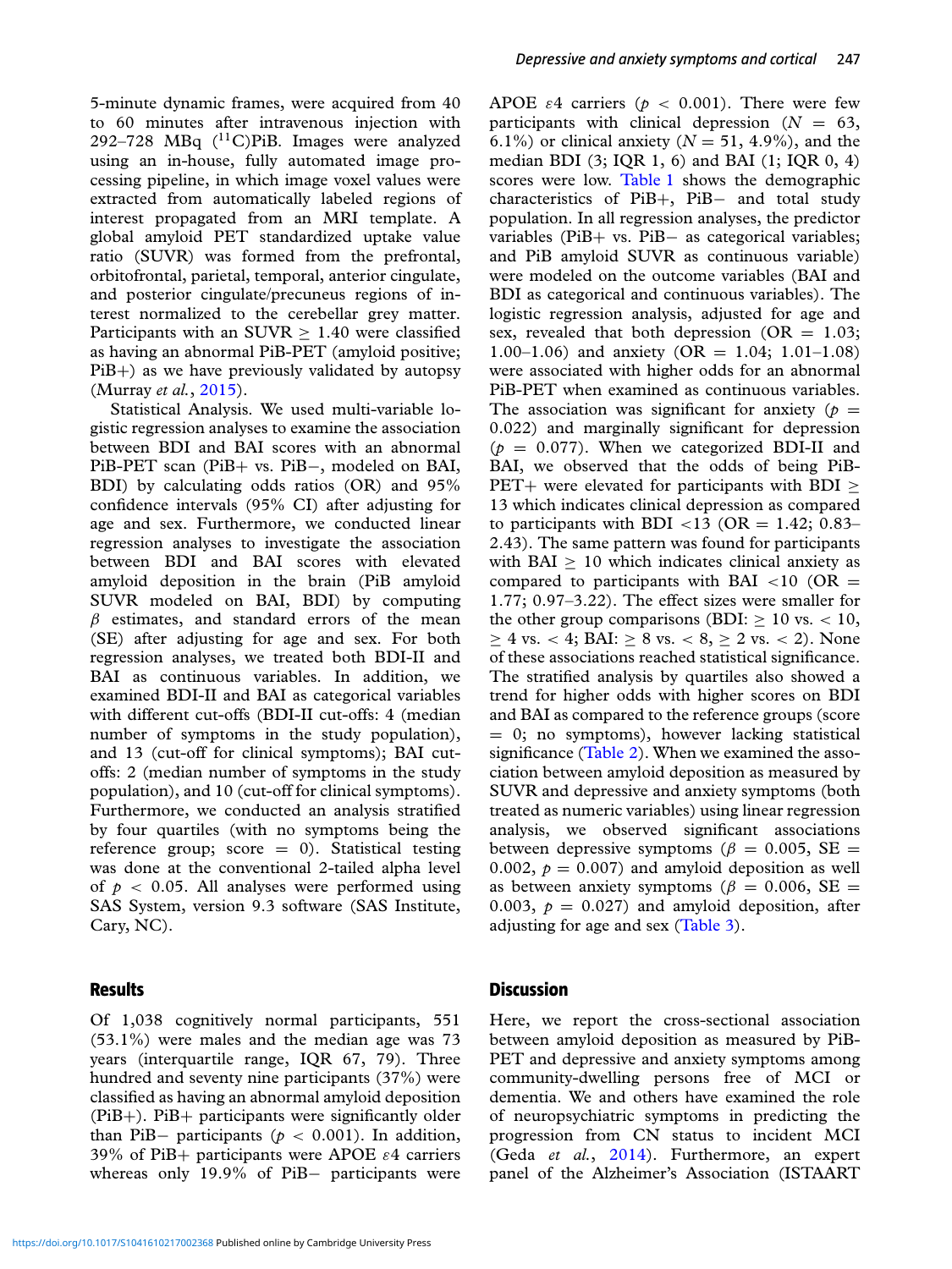5-minute dynamic frames, were acquired from 40 to 60 minutes after intravenous injection with 292–728 MBq ($^{11}$C)PiB. Images were analyzed using an in-house, fully automated image processing pipeline, in which image voxel values were extracted from automatically labeled regions of interest propagated from an MRI template. A global amyloid PET standardized uptake value ratio (SUVR) was formed from the prefrontal, orbitofrontal, parietal, temporal, anterior cingulate, and posterior cingulate/precuneus regions of interest normalized to the cerebellar grey matter. Participants with an SUVR $\geq$ 1.40 were classified as having an abnormal PiB-PET (amyloid positive; PiB+) as we have previously validated by autopsy (Murray *et al.*, 2015).

Statistical Analysis. We used multi-variable logistic regression analyses to examine the association between BDI and BAI scores with an abnormal PiB-PET scan (PiB+ vs. PiB−, modeled on BAI, BDI) by calculating odds ratios (OR) and 95% confidence intervals (95% CI) after adjusting for age and sex. Furthermore, we conducted linear regression analyses to investigate the association between BDI and BAI scores with elevated amyloid deposition in the brain (PiB amyloid SUVR modeled on BAI, BDI) by computing $\beta$ estimates, and standard errors of the mean (SE) after adjusting for age and sex. For both regression analyses, we treated both BDI-II and BAI as continuous variables. In addition, we examined BDI-II and BAI as categorical variables with different cut-offs (BDI-II cut-offs: 4 (median number of symptoms in the study population), and 13 (cut-off for clinical symptoms); BAI cut-offs: 2 (median number of symptoms in the study population), and 10 (cut-off for clinical symptoms). Furthermore, we conducted an analysis stratified by four quartiles (with no symptoms being the reference group; score = 0). Statistical testing was done at the conventional 2-tailed alpha level of $p < 0.05$. All analyses were performed using SAS System, version 9.3 software (SAS Institute, Cary, NC).

## Results

Of 1,038 cognitively normal participants, 551 (53.1%) were males and the median age was 73 years (interquartile range, IQR 67, 79). Three hundred and seventy nine participants (37%) were classified as having an abnormal amyloid deposition (PiB+). PiB+ participants were significantly older than PiB− participants ($p < 0.001$). In addition, 39% of PiB+ participants were APOE $\varepsilon$4 carriers whereas only 19.9% of PiB− participants were APOE $\varepsilon$4 carriers ($p < 0.001$). There were few participants with clinical depression ($N = 63$, 6.1%) or clinical anxiety ($N = 51$, 4.9%), and the median BDI (3; IQR 1, 6) and BAI (1; IQR 0, 4) scores were low. Table 1 shows the demographic characteristics of PiB+, PiB− and total study population. In all regression analyses, the predictor variables (PiB+ vs. PiB− as categorical variables; and PiB amyloid SUVR as continuous variable) were modeled on the outcome variables (BAI and BDI as categorical and continuous variables). The logistic regression analysis, adjusted for age and sex, revealed that both depression (OR = 1.03; 1.00–1.06) and anxiety (OR = 1.04; 1.01–1.08) were associated with higher odds for an abnormal PiB-PET when examined as continuous variables. The association was significant for anxiety ($p = 0.022$) and marginally significant for depression ($p = 0.077$). When we categorized BDI-II and BAI, we observed that the odds of being PiB-PET+ were elevated for participants with BDI $\geq$ 13 which indicates clinical depression as compared to participants with BDI <13 (OR = 1.42; 0.83–2.43). The same pattern was found for participants with BAI $\geq$ 10 which indicates clinical anxiety as compared to participants with BAI <10 (OR = 1.77; 0.97–3.22). The effect sizes were smaller for the other group comparisons (BDI: $\geq$ 10 vs. < 10, $\geq$ 4 vs. < 4; BAI: $\geq$ 8 vs. < 8, $\geq$ 2 vs. < 2). None of these associations reached statistical significance. The stratified analysis by quartiles also showed a trend for higher odds with higher scores on BDI and BAI as compared to the reference groups (score = 0; no symptoms), however lacking statistical significance (Table 2). When we examined the association between amyloid deposition as measured by SUVR and depressive and anxiety symptoms (both treated as numeric variables) using linear regression analysis, we observed significant associations between depressive symptoms ($\beta = 0.005$, SE = 0.002, $p = 0.007$) and amyloid deposition as well as between anxiety symptoms ($\beta = 0.006$, SE = 0.003, $p = 0.027$) and amyloid deposition, after adjusting for age and sex (Table 3).

## Discussion

Here, we report the cross-sectional association between amyloid deposition as measured by PiB-PET and depressive and anxiety symptoms among community-dwelling persons free of MCI or dementia. We and others have examined the role of neuropsychiatric symptoms in predicting the progression from CN status to incident MCI (Geda *et al.*, 2014). Furthermore, an expert panel of the Alzheimer's Association (ISTAART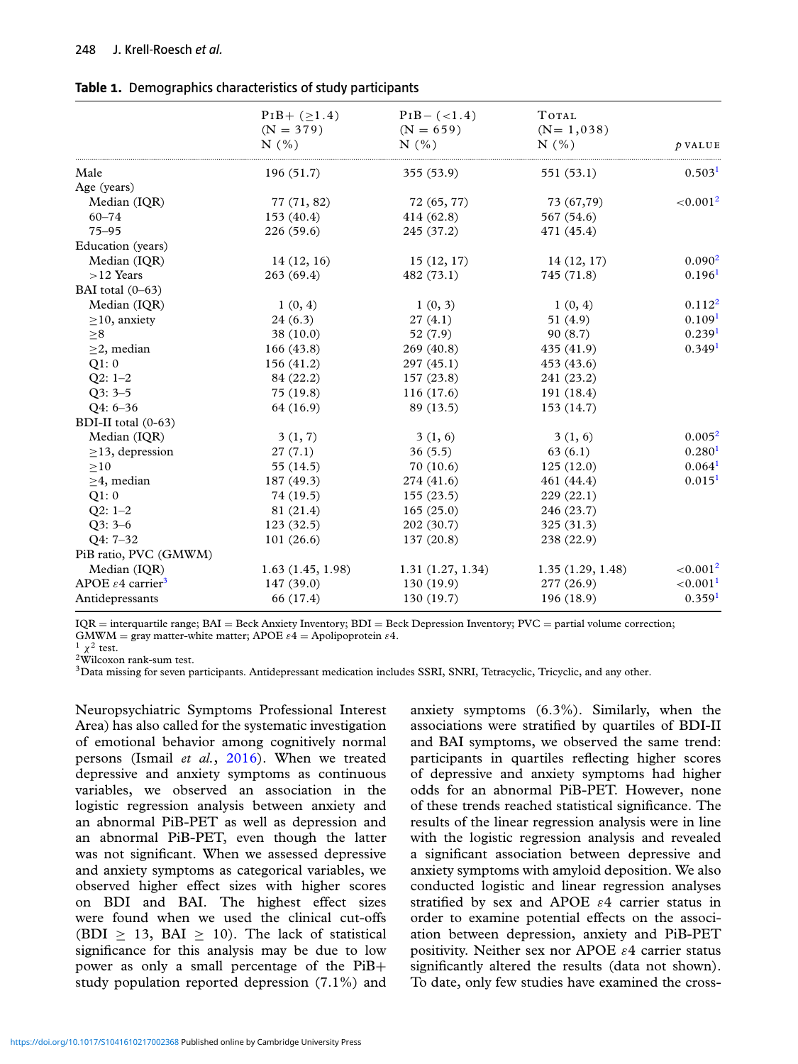**Table 1.** Demographics characteristics of study participants

| | PiB+ (≥1.4) (N = 379) N (%) | PiB− (<1.4) (N = 659) N (%) | Total (N= 1,038) N (%) | *p* value |
|---|---|---|---|---|
| Male | 196 (51.7) | 355 (53.9) | 551 (53.1) | 0.503[1] |
| Age (years) | | | | |
| Median (IQR) | 77 (71, 82) | 72 (65, 77) | 73 (67,79) | <0.001[2] |
| 60–74 | 153 (40.4) | 414 (62.8) | 567 (54.6) | |
| 75–95 | 226 (59.6) | 245 (37.2) | 471 (45.4) | |
| Education (years) | | | | |
| Median (IQR) | 14 (12, 16) | 15 (12, 17) | 14 (12, 17) | 0.090[2] |
| >12 Years | 263 (69.4) | 482 (73.1) | 745 (71.8) | 0.196[1] |
| BAI total (0–63) | | | | |
| Median (IQR) | 1 (0, 4) | 1 (0, 3) | 1 (0, 4) | 0.112[2] |
| ≥10, anxiety | 24 (6.3) | 27 (4.1) | 51 (4.9) | 0.109[1] |
| ≥8 | 38 (10.0) | 52 (7.9) | 90 (8.7) | 0.239[1] |
| ≥2, median | 166 (43.8) | 269 (40.8) | 435 (41.9) | 0.349[1] |
| Q1: 0 | 156 (41.2) | 297 (45.1) | 453 (43.6) | |
| Q2: 1–2 | 84 (22.2) | 157 (23.8) | 241 (23.2) | |
| Q3: 3–5 | 75 (19.8) | 116 (17.6) | 191 (18.4) | |
| Q4: 6–36 | 64 (16.9) | 89 (13.5) | 153 (14.7) | |
| BDI-II total (0-63) | | | | |
| Median (IQR) | 3 (1, 7) | 3 (1, 6) | 3 (1, 6) | 0.005[2] |
| ≥13, depression | 27 (7.1) | 36 (5.5) | 63 (6.1) | 0.280[1] |
| ≥10 | 55 (14.5) | 70 (10.6) | 125 (12.0) | 0.064[1] |
| ≥4, median | 187 (49.3) | 274 (41.6) | 461 (44.4) | 0.015[1] |
| Q1: 0 | 74 (19.5) | 155 (23.5) | 229 (22.1) | |
| Q2: 1–2 | 81 (21.4) | 165 (25.0) | 246 (23.7) | |
| Q3: 3–6 | 123 (32.5) | 202 (30.7) | 325 (31.3) | |
| Q4: 7–32 | 101 (26.6) | 137 (20.8) | 238 (22.9) | |
| PiB ratio, PVC (GMWM) | | | | |
| Median (IQR) | 1.63 (1.45, 1.98) | 1.31 (1.27, 1.34) | 1.35 (1.29, 1.48) | <0.001[2] |
| APOE $\varepsilon$4 carrier[3] | 147 (39.0) | 130 (19.9) | 277 (26.9) | <0.001[1] |
| Antidepressants | 66 (17.4) | 130 (19.7) | 196 (18.9) | 0.359[1] |

IQR = interquartile range; BAI = Beck Anxiety Inventory; BDI = Beck Depression Inventory; PVC = partial volume correction; GMWM = gray matter-white matter; APOE $\varepsilon$4 = Apolipoprotein $\varepsilon$4.
[1] $\chi^2$ test.
[2] Wilcoxon rank-sum test.
[3] Data missing for seven participants. Antidepressant medication includes SSRI, SNRI, Tetracyclic, Tricyclic, and any other.

Neuropsychiatric Symptoms Professional Interest Area) has also called for the systematic investigation of emotional behavior among cognitively normal persons (Ismail *et al.*, 2016). When we treated depressive and anxiety symptoms as continuous variables, we observed an association in the logistic regression analysis between anxiety and an abnormal PiB-PET as well as depression and an abnormal PiB-PET, even though the latter was not significant. When we assessed depressive and anxiety symptoms as categorical variables, we observed higher effect sizes with higher scores on BDI and BAI. The highest effect sizes were found when we used the clinical cut-offs (BDI ≥ 13, BAI ≥ 10). The lack of statistical significance for this analysis may be due to low power as only a small percentage of the PiB+ study population reported depression (7.1%) and anxiety symptoms (6.3%). Similarly, when the associations were stratified by quartiles of BDI-II and BAI symptoms, we observed the same trend: participants in quartiles reflecting higher scores of depressive and anxiety symptoms had higher odds for an abnormal PiB-PET. However, none of these trends reached statistical significance. The results of the linear regression analysis were in line with the logistic regression analysis and revealed a significant association between depressive and anxiety symptoms with amyloid deposition. We also conducted logistic and linear regression analyses stratified by sex and APOE $\varepsilon$4 carrier status in order to examine potential effects on the association between depression, anxiety and PiB-PET positivity. Neither sex nor APOE $\varepsilon$4 carrier status significantly altered the results (data not shown). To date, only few studies have examined the cross-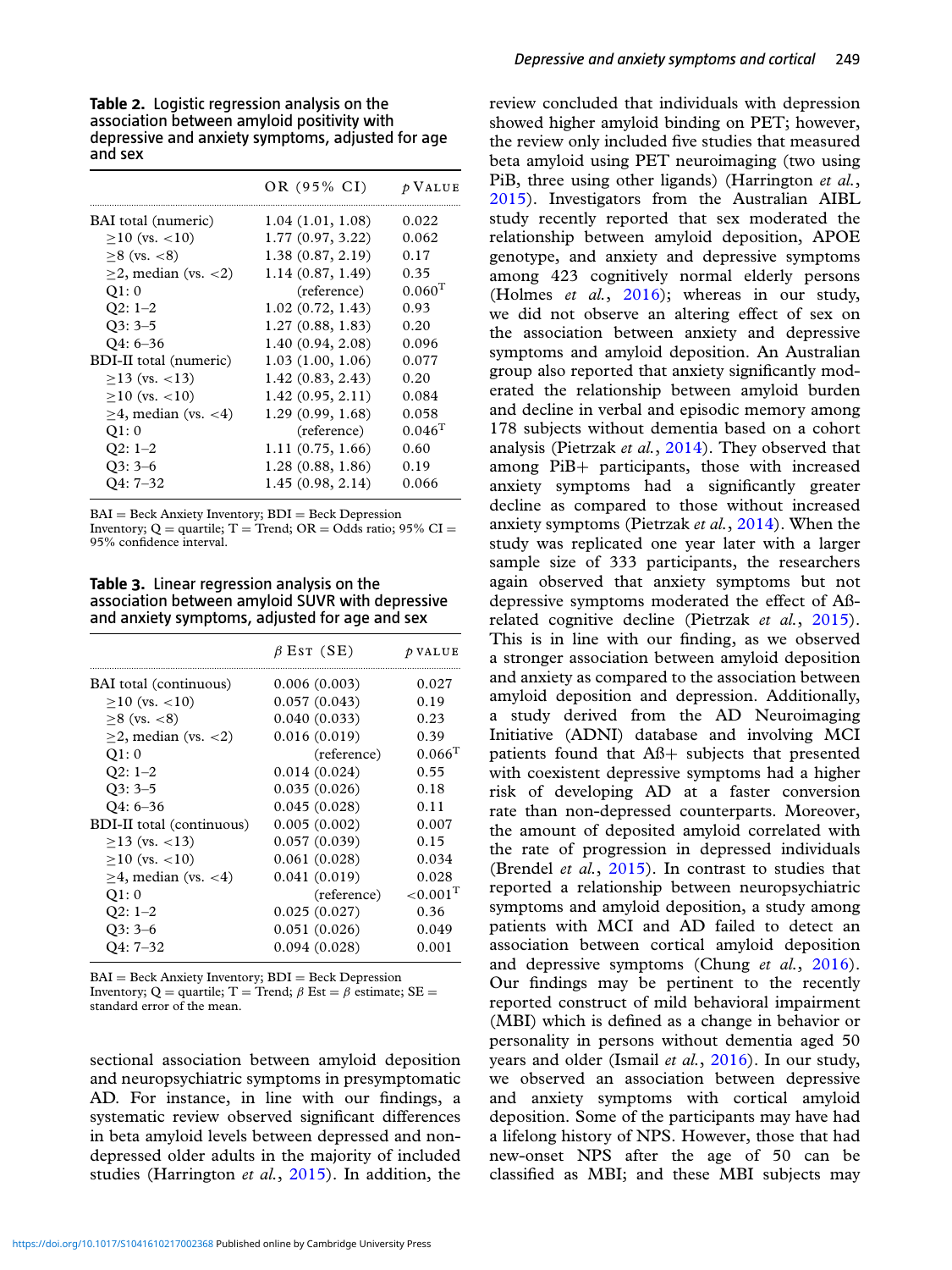**Table 2.** Logistic regression analysis on the association between amyloid positivity with depressive and anxiety symptoms, adjusted for age and sex

| | OR (95% CI) | *p* Value |
|---|---|---|
| BAI total (numeric) | 1.04 (1.01, 1.08) | 0.022 |
| ≥10 (vs. <10) | 1.77 (0.97, 3.22) | 0.062 |
| ≥8 (vs. <8) | 1.38 (0.87, 2.19) | 0.17 |
| ≥2, median (vs. <2) | 1.14 (0.87, 1.49) | 0.35 |
| Q1: 0 | (reference) | $0.060^{T}$ |
| Q2: 1–2 | 1.02 (0.72, 1.43) | 0.93 |
| Q3: 3–5 | 1.27 (0.88, 1.83) | 0.20 |
| Q4: 6–36 | 1.40 (0.94, 2.08) | 0.096 |
| BDI-II total (numeric) | 1.03 (1.00, 1.06) | 0.077 |
| ≥13 (vs. <13) | 1.42 (0.83, 2.43) | 0.20 |
| ≥10 (vs. <10) | 1.42 (0.95, 2.11) | 0.084 |
| ≥4, median (vs. <4) | 1.29 (0.99, 1.68) | 0.058 |
| Q1: 0 | (reference) | $0.046^{T}$ |
| Q2: 1–2 | 1.11 (0.75, 1.66) | 0.60 |
| Q3: 3–6 | 1.28 (0.88, 1.86) | 0.19 |
| Q4: 7–32 | 1.45 (0.98, 2.14) | 0.066 |

BAI = Beck Anxiety Inventory; BDI = Beck Depression Inventory; Q = quartile; T = Trend; OR = Odds ratio; 95% CI = 95% confidence interval.

**Table 3.** Linear regression analysis on the association between amyloid SUVR with depressive and anxiety symptoms, adjusted for age and sex

| | $\beta$ Est (SE) | *p* value |
|---|---|---|
| BAI total (continuous) | 0.006 (0.003) | 0.027 |
| ≥10 (vs. <10) | 0.057 (0.043) | 0.19 |
| ≥8 (vs. <8) | 0.040 (0.033) | 0.23 |
| ≥2, median (vs. <2) | 0.016 (0.019) | 0.39 |
| Q1: 0 | (reference) | $0.066^{T}$ |
| Q2: 1–2 | 0.014 (0.024) | 0.55 |
| Q3: 3–5 | 0.035 (0.026) | 0.18 |
| Q4: 6–36 | 0.045 (0.028) | 0.11 |
| BDI-II total (continuous) | 0.005 (0.002) | 0.007 |
| ≥13 (vs. <13) | 0.057 (0.039) | 0.15 |
| ≥10 (vs. <10) | 0.061 (0.028) | 0.034 |
| ≥4, median (vs. <4) | 0.041 (0.019) | 0.028 |
| Q1: 0 | (reference) | $<0.001^{T}$ |
| Q2: 1–2 | 0.025 (0.027) | 0.36 |
| Q3: 3–6 | 0.051 (0.026) | 0.049 |
| Q4: 7–32 | 0.094 (0.028) | 0.001 |

BAI = Beck Anxiety Inventory; BDI = Beck Depression Inventory; Q = quartile; T = Trend; $\beta$ Est = $\beta$ estimate; SE = standard error of the mean.

sectional association between amyloid deposition and neuropsychiatric symptoms in presymptomatic AD. For instance, in line with our findings, a systematic review observed significant differences in beta amyloid levels between depressed and non-depressed older adults in the majority of included studies (Harrington *et al.*, 2015). In addition, the review concluded that individuals with depression showed higher amyloid binding on PET; however, the review only included five studies that measured beta amyloid using PET neuroimaging (two using PiB, three using other ligands) (Harrington *et al.*, 2015). Investigators from the Australian AIBL study recently reported that sex moderated the relationship between amyloid deposition, APOE genotype, and anxiety and depressive symptoms among 423 cognitively normal elderly persons (Holmes *et al.*, 2016); whereas in our study, we did not observe an altering effect of sex on the association between anxiety and depressive symptoms and amyloid deposition. An Australian group also reported that anxiety significantly moderated the relationship between amyloid burden and decline in verbal and episodic memory among 178 subjects without dementia based on a cohort analysis (Pietrzak *et al.*, 2014). They observed that among PiB+ participants, those with increased anxiety symptoms had a significantly greater decline as compared to those without increased anxiety symptoms (Pietrzak *et al.*, 2014). When the study was replicated one year later with a larger sample size of 333 participants, the researchers again observed that anxiety symptoms but not depressive symptoms moderated the effect of Aß-related cognitive decline (Pietrzak *et al.*, 2015). This is in line with our finding, as we observed a stronger association between amyloid deposition and anxiety as compared to the association between amyloid deposition and depression. Additionally, a study derived from the AD Neuroimaging Initiative (ADNI) database and involving MCI patients found that Aß+ subjects that presented with coexistent depressive symptoms had a higher risk of developing AD at a faster conversion rate than non-depressed counterparts. Moreover, the amount of deposited amyloid correlated with the rate of progression in depressed individuals (Brendel *et al.*, 2015). In contrast to studies that reported a relationship between neuropsychiatric symptoms and amyloid deposition, a study among patients with MCI and AD failed to detect an association between cortical amyloid deposition and depressive symptoms (Chung *et al.*, 2016). Our findings may be pertinent to the recently reported construct of mild behavioral impairment (MBI) which is defined as a change in behavior or personality in persons without dementia aged 50 years and older (Ismail *et al.*, 2016). In our study, we observed an association between depressive and anxiety symptoms with cortical amyloid deposition. Some of the participants may have had a lifelong history of NPS. However, those that had new-onset NPS after the age of 50 can be classified as MBI; and these MBI subjects may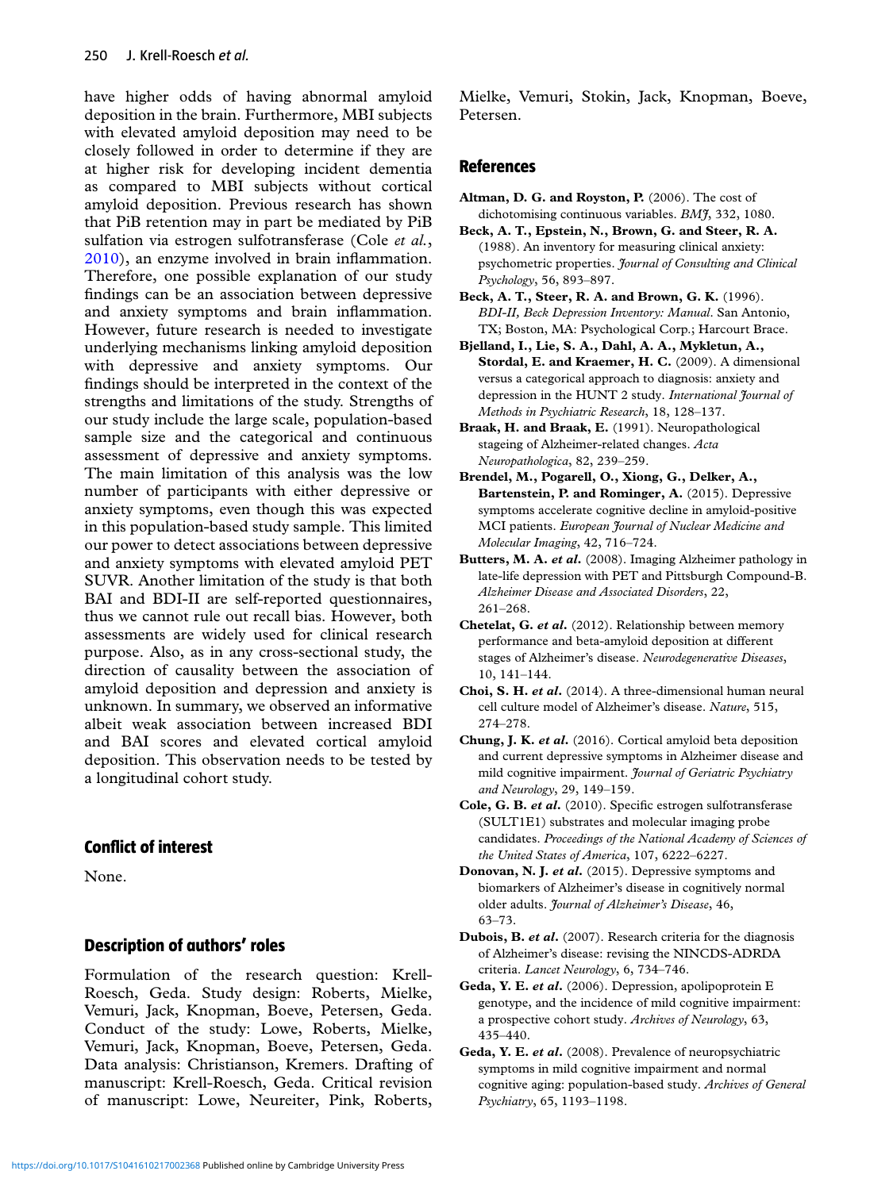have higher odds of having abnormal amyloid deposition in the brain. Furthermore, MBI subjects with elevated amyloid deposition may need to be closely followed in order to determine if they are at higher risk for developing incident dementia as compared to MBI subjects without cortical amyloid deposition. Previous research has shown that PiB retention may in part be mediated by PiB sulfation via estrogen sulfotransferase (Cole *et al.*, 2010), an enzyme involved in brain inflammation. Therefore, one possible explanation of our study findings can be an association between depressive and anxiety symptoms and brain inflammation. However, future research is needed to investigate underlying mechanisms linking amyloid deposition with depressive and anxiety symptoms. Our findings should be interpreted in the context of the strengths and limitations of the study. Strengths of our study include the large scale, population-based sample size and the categorical and continuous assessment of depressive and anxiety symptoms. The main limitation of this analysis was the low number of participants with either depressive or anxiety symptoms, even though this was expected in this population-based study sample. This limited our power to detect associations between depressive and anxiety symptoms with elevated amyloid PET SUVR. Another limitation of the study is that both BAI and BDI-II are self-reported questionnaires, thus we cannot rule out recall bias. However, both assessments are widely used for clinical research purpose. Also, as in any cross-sectional study, the direction of causality between the association of amyloid deposition and depression and anxiety is unknown. In summary, we observed an informative albeit weak association between increased BDI and BAI scores and elevated cortical amyloid deposition. This observation needs to be tested by a longitudinal cohort study.

## Conflict of interest

None.

## Description of authors' roles

Formulation of the research question: Krell-Roesch, Geda. Study design: Roberts, Mielke, Vemuri, Jack, Knopman, Boeve, Petersen, Geda. Conduct of the study: Lowe, Roberts, Mielke, Vemuri, Jack, Knopman, Boeve, Petersen, Geda. Data analysis: Christianson, Kremers. Drafting of manuscript: Krell-Roesch, Geda. Critical revision of manuscript: Lowe, Neureiter, Pink, Roberts, Mielke, Vemuri, Stokin, Jack, Knopman, Boeve, Petersen.

## References

**Altman, D. G. and Royston, P.** (2006). The cost of dichotomising continuous variables. *BMJ*, 332, 1080.

**Beck, A. T., Epstein, N., Brown, G. and Steer, R. A.** (1988). An inventory for measuring clinical anxiety: psychometric properties. *Journal of Consulting and Clinical Psychology*, 56, 893–897.

**Beck, A. T., Steer, R. A. and Brown, G. K.** (1996). *BDI-II, Beck Depression Inventory: Manual*. San Antonio, TX; Boston, MA: Psychological Corp.; Harcourt Brace.

**Bjelland, I., Lie, S. A., Dahl, A. A., Mykletun, A., Stordal, E. and Kraemer, H. C.** (2009). A dimensional versus a categorical approach to diagnosis: anxiety and depression in the HUNT 2 study. *International Journal of Methods in Psychiatric Research*, 18, 128–137.

**Braak, H. and Braak, E.** (1991). Neuropathological stageing of Alzheimer-related changes. *Acta Neuropathologica*, 82, 239–259.

**Brendel, M., Pogarell, O., Xiong, G., Delker, A., Bartenstein, P. and Rominger, A.** (2015). Depressive symptoms accelerate cognitive decline in amyloid-positive MCI patients. *European Journal of Nuclear Medicine and Molecular Imaging*, 42, 716–724.

**Butters, M. A. *et al.*** (2008). Imaging Alzheimer pathology in late-life depression with PET and Pittsburgh Compound-B. *Alzheimer Disease and Associated Disorders*, 22, 261–268.

**Chetelat, G. *et al.*** (2012). Relationship between memory performance and beta-amyloid deposition at different stages of Alzheimer's disease. *Neurodegenerative Diseases*, 10, 141–144.

**Choi, S. H. *et al.*** (2014). A three-dimensional human neural cell culture model of Alzheimer's disease. *Nature*, 515, 274–278.

**Chung, J. K. *et al.*** (2016). Cortical amyloid beta deposition and current depressive symptoms in Alzheimer disease and mild cognitive impairment. *Journal of Geriatric Psychiatry and Neurology*, 29, 149–159.

**Cole, G. B. *et al.*** (2010). Specific estrogen sulfotransferase (SULT1E1) substrates and molecular imaging probe candidates. *Proceedings of the National Academy of Sciences of the United States of America*, 107, 6222–6227.

**Donovan, N. J. *et al.*** (2015). Depressive symptoms and biomarkers of Alzheimer's disease in cognitively normal older adults. *Journal of Alzheimer's Disease*, 46, 63–73.

**Dubois, B. *et al.*** (2007). Research criteria for the diagnosis of Alzheimer's disease: revising the NINCDS-ADRDA criteria. *Lancet Neurology*, 6, 734–746.

**Geda, Y. E. *et al.*** (2006). Depression, apolipoprotein E genotype, and the incidence of mild cognitive impairment: a prospective cohort study. *Archives of Neurology*, 63, 435–440.

**Geda, Y. E. *et al.*** (2008). Prevalence of neuropsychiatric symptoms in mild cognitive impairment and normal cognitive aging: population-based study. *Archives of General Psychiatry*, 65, 1193–1198.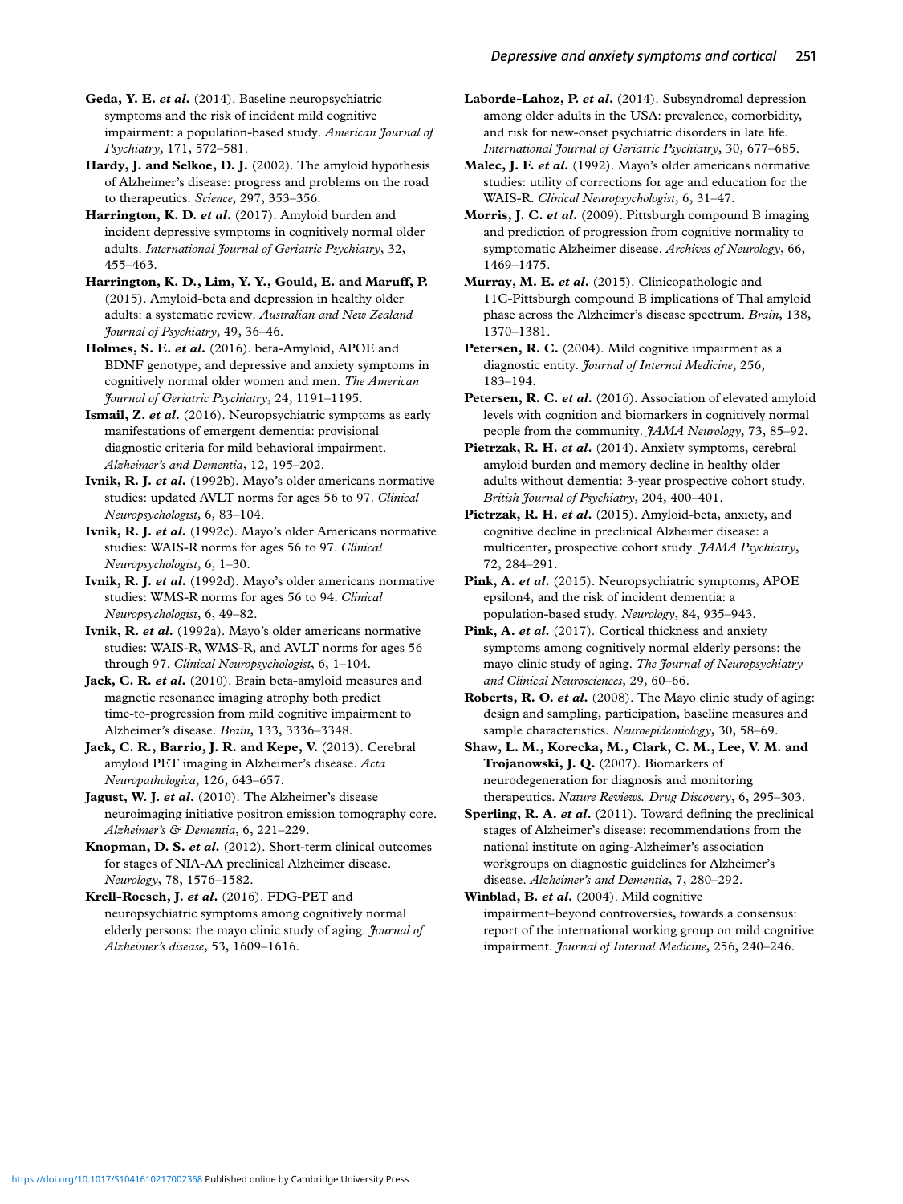**Geda, Y. E. *et al*.** (2014). Baseline neuropsychiatric symptoms and the risk of incident mild cognitive impairment: a population-based study. *American Journal of Psychiatry*, 171, 572–581.

**Hardy, J. and Selkoe, D. J.** (2002). The amyloid hypothesis of Alzheimer's disease: progress and problems on the road to therapeutics. *Science*, 297, 353–356.

**Harrington, K. D. *et al*.** (2017). Amyloid burden and incident depressive symptoms in cognitively normal older adults. *International Journal of Geriatric Psychiatry*, 32, 455–463.

**Harrington, K. D., Lim, Y. Y., Gould, E. and Maruff, P.** (2015). Amyloid-beta and depression in healthy older adults: a systematic review. *Australian and New Zealand Journal of Psychiatry*, 49, 36–46.

**Holmes, S. E. *et al*.** (2016). beta-Amyloid, APOE and BDNF genotype, and depressive and anxiety symptoms in cognitively normal older women and men. *The American Journal of Geriatric Psychiatry*, 24, 1191–1195.

**Ismail, Z. *et al*.** (2016). Neuropsychiatric symptoms as early manifestations of emergent dementia: provisional diagnostic criteria for mild behavioral impairment. *Alzheimer's and Dementia*, 12, 195–202.

**Ivnik, R. J. *et al*.** (1992b). Mayo's older americans normative studies: updated AVLT norms for ages 56 to 97. *Clinical Neuropsychologist*, 6, 83–104.

**Ivnik, R. J. *et al*.** (1992c). Mayo's older Americans normative studies: WAIS-R norms for ages 56 to 97. *Clinical Neuropsychologist*, 6, 1–30.

**Ivnik, R. J. *et al*.** (1992d). Mayo's older americans normative studies: WMS-R norms for ages 56 to 94. *Clinical Neuropsychologist*, 6, 49–82.

**Ivnik, R. *et al*.** (1992a). Mayo's older americans normative studies: WAIS-R, WMS-R, and AVLT norms for ages 56 through 97. *Clinical Neuropsychologist*, 6, 1–104.

**Jack, C. R. *et al*.** (2010). Brain beta-amyloid measures and magnetic resonance imaging atrophy both predict time-to-progression from mild cognitive impairment to Alzheimer's disease. *Brain*, 133, 3336–3348.

**Jack, C. R., Barrio, J. R. and Kepe, V.** (2013). Cerebral amyloid PET imaging in Alzheimer's disease. *Acta Neuropathologica*, 126, 643–657.

**Jagust, W. J. *et al*.** (2010). The Alzheimer's disease neuroimaging initiative positron emission tomography core. *Alzheimer's & Dementia*, 6, 221–229.

**Knopman, D. S. *et al*.** (2012). Short-term clinical outcomes for stages of NIA-AA preclinical Alzheimer disease. *Neurology*, 78, 1576–1582.

**Krell-Roesch, J. *et al*.** (2016). FDG-PET and neuropsychiatric symptoms among cognitively normal elderly persons: the mayo clinic study of aging. *Journal of Alzheimer's disease*, 53, 1609–1616.

**Laborde-Lahoz, P. *et al*.** (2014). Subsyndromal depression among older adults in the USA: prevalence, comorbidity, and risk for new-onset psychiatric disorders in late life. *International Journal of Geriatric Psychiatry*, 30, 677–685.

**Malec, J. F. *et al*.** (1992). Mayo's older americans normative studies: utility of corrections for age and education for the WAIS-R. *Clinical Neuropsychologist*, 6, 31–47.

**Morris, J. C. *et al*.** (2009). Pittsburgh compound B imaging and prediction of progression from cognitive normality to symptomatic Alzheimer disease. *Archives of Neurology*, 66, 1469–1475.

**Murray, M. E. *et al*.** (2015). Clinicopathologic and 11C-Pittsburgh compound B implications of Thal amyloid phase across the Alzheimer's disease spectrum. *Brain*, 138, 1370–1381.

**Petersen, R. C.** (2004). Mild cognitive impairment as a diagnostic entity. *Journal of Internal Medicine*, 256, 183–194.

**Petersen, R. C. *et al*.** (2016). Association of elevated amyloid levels with cognition and biomarkers in cognitively normal people from the community. *JAMA Neurology*, 73, 85–92.

**Pietrzak, R. H. *et al*.** (2014). Anxiety symptoms, cerebral amyloid burden and memory decline in healthy older adults without dementia: 3-year prospective cohort study. *British Journal of Psychiatry*, 204, 400–401.

**Pietrzak, R. H. *et al*.** (2015). Amyloid-beta, anxiety, and cognitive decline in preclinical Alzheimer disease: a multicenter, prospective cohort study. *JAMA Psychiatry*, 72, 284–291.

**Pink, A. *et al*.** (2015). Neuropsychiatric symptoms, APOE epsilon4, and the risk of incident dementia: a population-based study. *Neurology*, 84, 935–943.

**Pink, A. *et al*.** (2017). Cortical thickness and anxiety symptoms among cognitively normal elderly persons: the mayo clinic study of aging. *The Journal of Neuropsychiatry and Clinical Neurosciences*, 29, 60–66.

**Roberts, R. O. *et al*.** (2008). The Mayo clinic study of aging: design and sampling, participation, baseline measures and sample characteristics. *Neuroepidemiology*, 30, 58–69.

**Shaw, L. M., Korecka, M., Clark, C. M., Lee, V. M. and Trojanowski, J. Q.** (2007). Biomarkers of neurodegeneration for diagnosis and monitoring therapeutics. *Nature Reviews. Drug Discovery*, 6, 295–303.

**Sperling, R. A. *et al*.** (2011). Toward defining the preclinical stages of Alzheimer's disease: recommendations from the national institute on aging-Alzheimer's association workgroups on diagnostic guidelines for Alzheimer's disease. *Alzheimer's and Dementia*, 7, 280–292.

**Winblad, B. *et al*.** (2004). Mild cognitive impairment–beyond controversies, towards a consensus: report of the international working group on mild cognitive impairment. *Journal of Internal Medicine*, 256, 240–246.